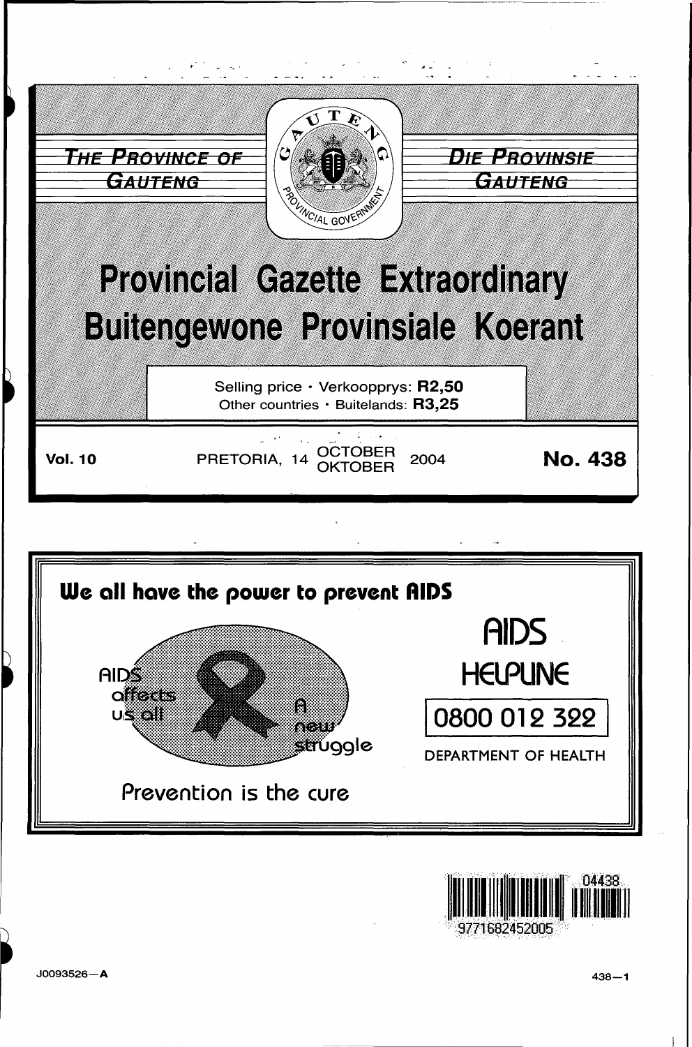THE PROVINCE OF GAUTENG

DIE PROVINSIE GAUTENG

# Provincial Gazette Extraordinary
# Buitengewone Provinsiale Koerant

Selling price • Verkoopprys: **R2,50**
Other countries • Buitelands: **R3,25**

**Vol. 10** PRETORIA, 14 OCTOBER OKTOBER 2004 **No. 438**

**We all have the power to prevent AIDS**

AIDS affects us all

A new struggle

Prevention is the cure

AIDS HELPLINE

0800 012 322

DEPARTMENT OF HEALTH

J0093526—A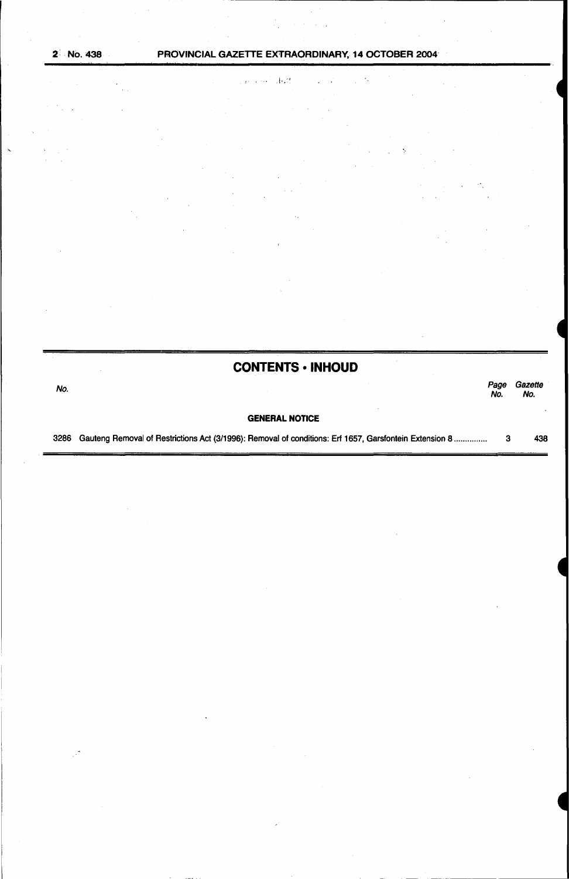## CONTENTS • INHOUD

| No. | | Page No. | Gazette No. |
|---|---|---|---|
| | **GENERAL NOTICE** | | |
| 3286 | Gauteng Removal of Restrictions Act (3/1996): Removal of conditions: Erf 1657, Garsfontein Extension 8 | 3 | 438 |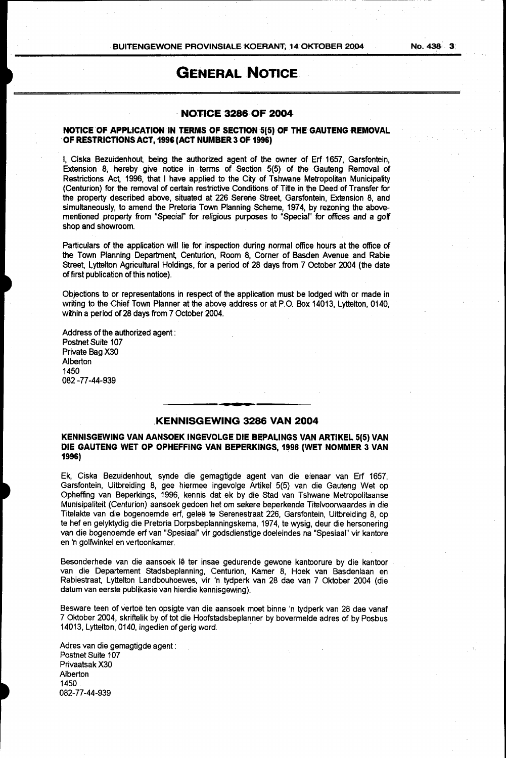# GENERAL NOTICE

## NOTICE 3286 OF 2004

### NOTICE OF APPLICATION IN TERMS OF SECTION 5(5) OF THE GAUTENG REMOVAL OF RESTRICTIONS ACT, 1996 (ACT NUMBER 3 OF 1996)

I, Ciska Bezuidenhout, being the authorized agent of the owner of Erf 1657, Garsfontein, Extension 8, hereby give notice in terms of Section 5(5) of the Gauteng Removal of Restrictions Act, 1996, that I have applied to the City of Tshwane Metropolitan Municipality (Centurion) for the removal of certain restrictive Conditions of Title in the Deed of Transfer for the property described above, situated at 226 Serene Street, Garsfontein, Extension 8, and simultaneously, to amend the Pretoria Town Planning Scheme, 1974, by rezoning the above-mentioned property from "Special" for religious purposes to "Special" for offices and a golf shop and showroom.

Particulars of the application will lie for inspection during normal office hours at the office of the Town Planning Department, Centurion, Room 8, Corner of Basden Avenue and Rabie Street, Lyttelton Agricultural Holdings, for a period of 28 days from 7 October 2004 (the date of first publication of this notice).

Objections to or representations in respect of the application must be lodged with or made in writing to the Chief Town Planner at the above address or at P.O. Box 14013, Lyttelton, 0140, within a period of 28 days from 7 October 2004.

Address of the authorized agent:
Postnet Suite 107
Private Bag X30
Alberton
1450
082-77-44-939

---

## KENNISGEWING 3286 VAN 2004

### KENNISGEWING VAN AANSOEK INGEVOLGE DIE BEPALINGS VAN ARTIKEL 5(5) VAN DIE GAUTENG WET OP OPHEFFING VAN BEPERKINGS, 1996 (WET NOMMER 3 VAN 1996)

Ek, Ciska Bezuidenhout, synde die gemagtigde agent van die eienaar van Erf 1657, Garsfontein, Uitbreiding 8, gee hiermee ingevolge Artikel 5(5) van die Gauteng Wet op Opheffing van Beperkings, 1996, kennis dat ek by die Stad van Tshwane Metropolitaanse Munisipaliteit (Centurion) aansoek gedoen het om sekere beperkende Titelvoorwaardes in die Titelakte van die bogenoemde erf, geleë te Serenestraat 226, Garsfontein, Uitbreiding 8, op te hef en gelyktydig die Pretoria Dorpsbeplanningskema, 1974, te wysig, deur die hersonering van die bogenoemde erf van "Spesiaal" vir godsdienstige doeleindes na "Spesiaal" vir kantore en 'n golfwinkel en vertoonkamer.

Besonderhede van die aansoek lê ter insae gedurende gewone kantoorure by die kantoor van die Departement Stadsbeplanning, Centurion, Kamer 8, Hoek van Basdenlaan en Rabiestraat, Lyttelton Landbouhoewes, vir 'n tydperk van 28 dae van 7 Oktober 2004 (die datum van eerste publikasie van hierdie kennisgewing).

Besware teen of vertoë ten opsigte van die aansoek moet binne 'n tydperk van 28 dae vanaf 7 Oktober 2004, skriftelik by of tot die Hoofstadsbeplanner by bovermelde adres of by Posbus 14013, Lyttelton, 0140, ingedien of gerig word.

Adres van die gemagtigde agent:
Postnet Suite 107
Privaatsak X30
Alberton
1450
082-77-44-939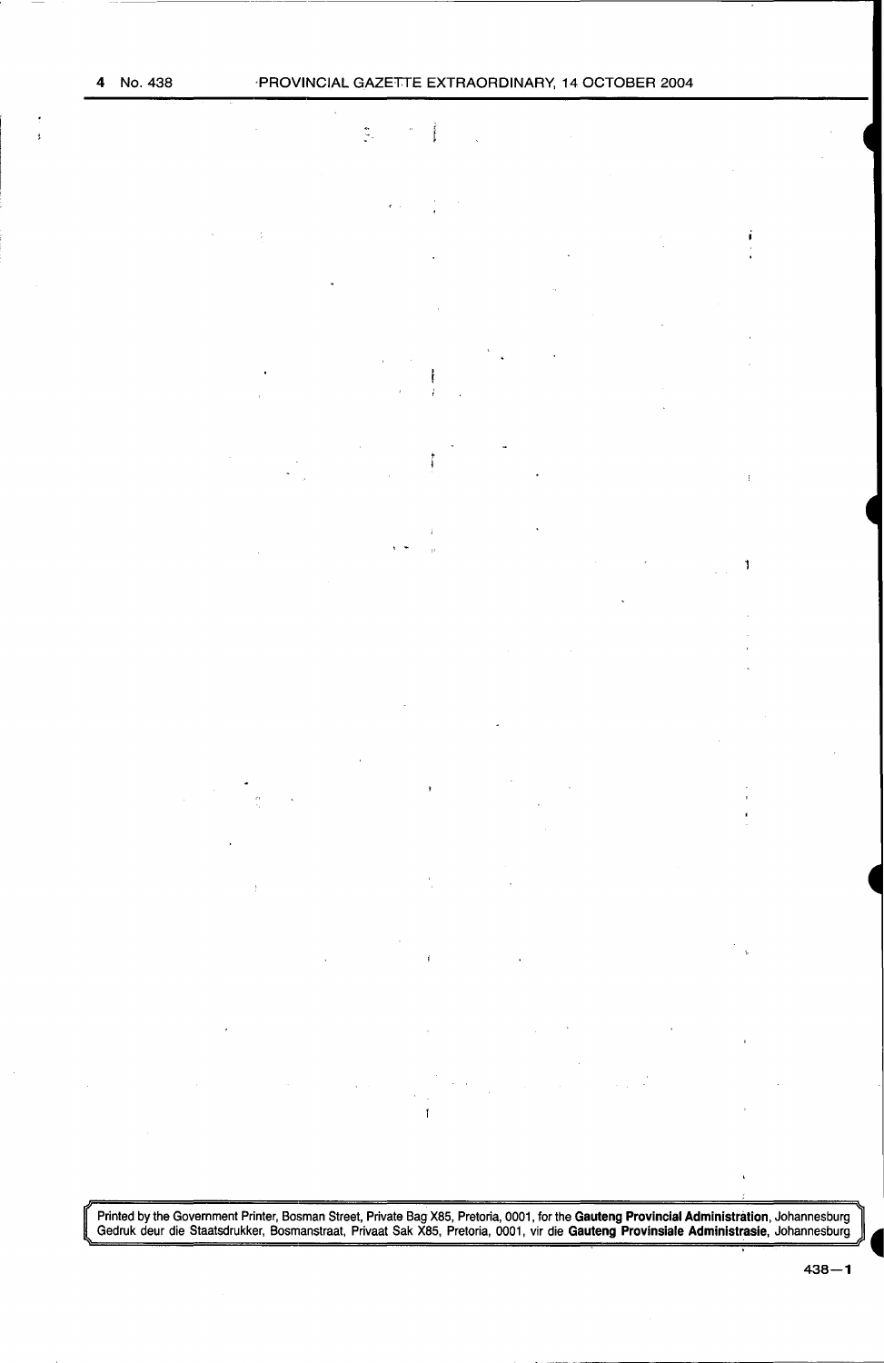Printed by the Government Printer, Bosman Street, Private Bag X85, Pretoria, 0001, for the **Gauteng Provincial Administration**, Johannesburg
Gedruk deur die Staatsdrukker, Bosmanstraat, Privaat Sak X85, Pretoria, 0001, vir die **Gauteng Provinsiale Administrasie**, Johannesburg

**438—1**